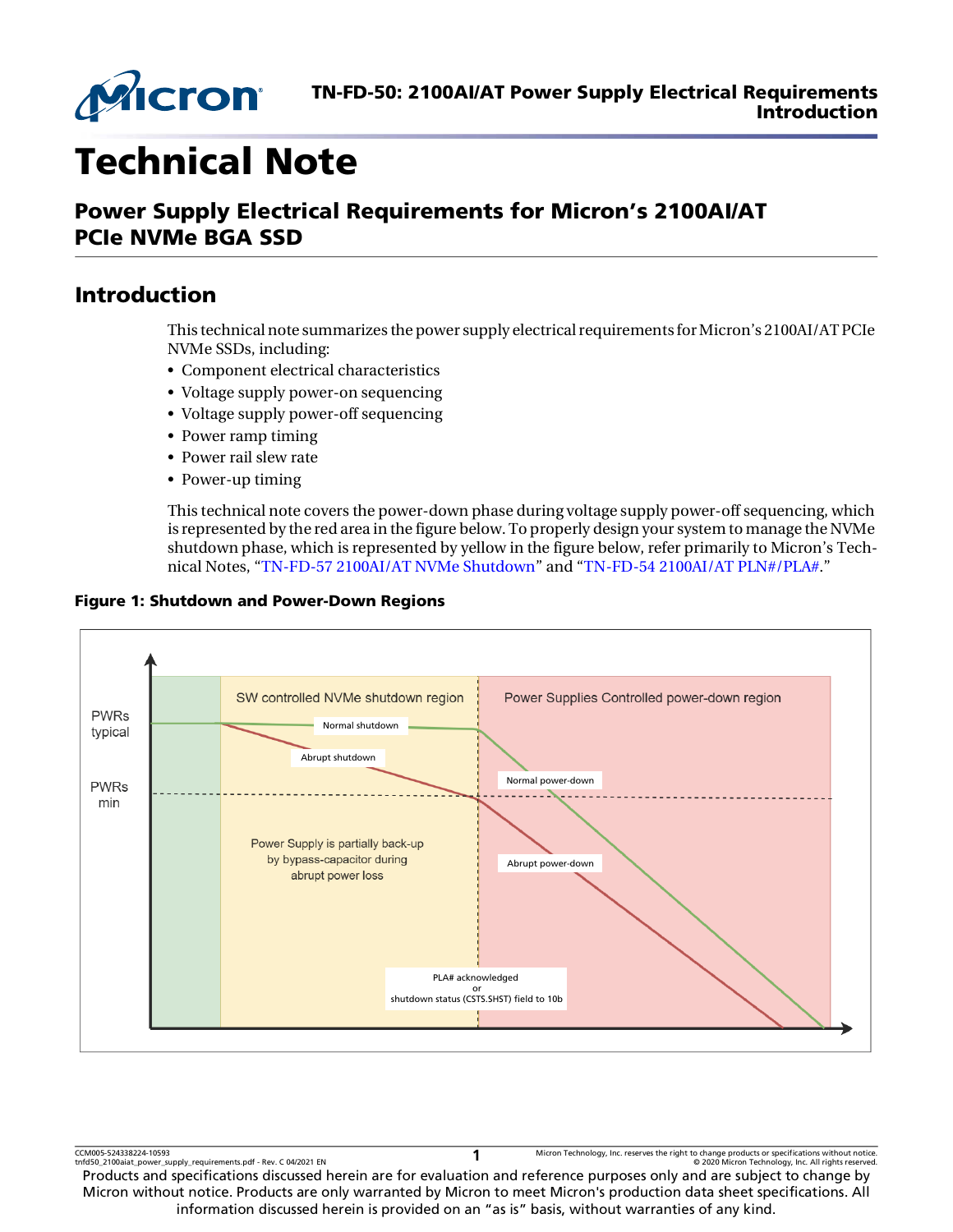# Technical Note

## Power Supply Electrical Requirements for Micron's 2100AI/AT PCIe NVMe BGA SSD

## Introduction

This technical note summarizes the power supply electrical requirements for Micron's 2100AI/AT PCIe NVMe SSDs, including:

- Component electrical characteristics
- Voltage supply power-on sequencing
- Voltage supply power-off sequencing
- Power ramp timing
- Power rail slew rate
- Power-up timing

This technical note covers the power-down phase during voltage supply power-off sequencing, which is represented by the red area in the figure below. To properly design your system to manage the NVMe shutdown phase, which is represented by yellow in the figure below, refer primarily to Micron's Technical Notes, "TN-FD-57 2100AI/AT NVMe Shutdown" and "TN-FD-54 2100AI/AT PLN#/PLA#."

**Figure 1: Shutdown and Power-Down Regions**

PWRs typical
PWRs min
SW controlled NVMe shutdown region
Power Supplies Controlled power-down region
Normal shutdown
Abrupt shutdown
Normal power-down
Abrupt power-down
Power Supply is partially back-up by bypass-capacitor during abrupt power loss
PLA# acknowledged or shutdown status (CSTS.SHST) field to 10b

Products and specifications discussed herein are for evaluation and reference purposes only and are subject to change by Micron without notice. Products are only warranted by Micron to meet Micron's production data sheet specifications. All information discussed herein is provided on an "as is" basis, without warranties of any kind.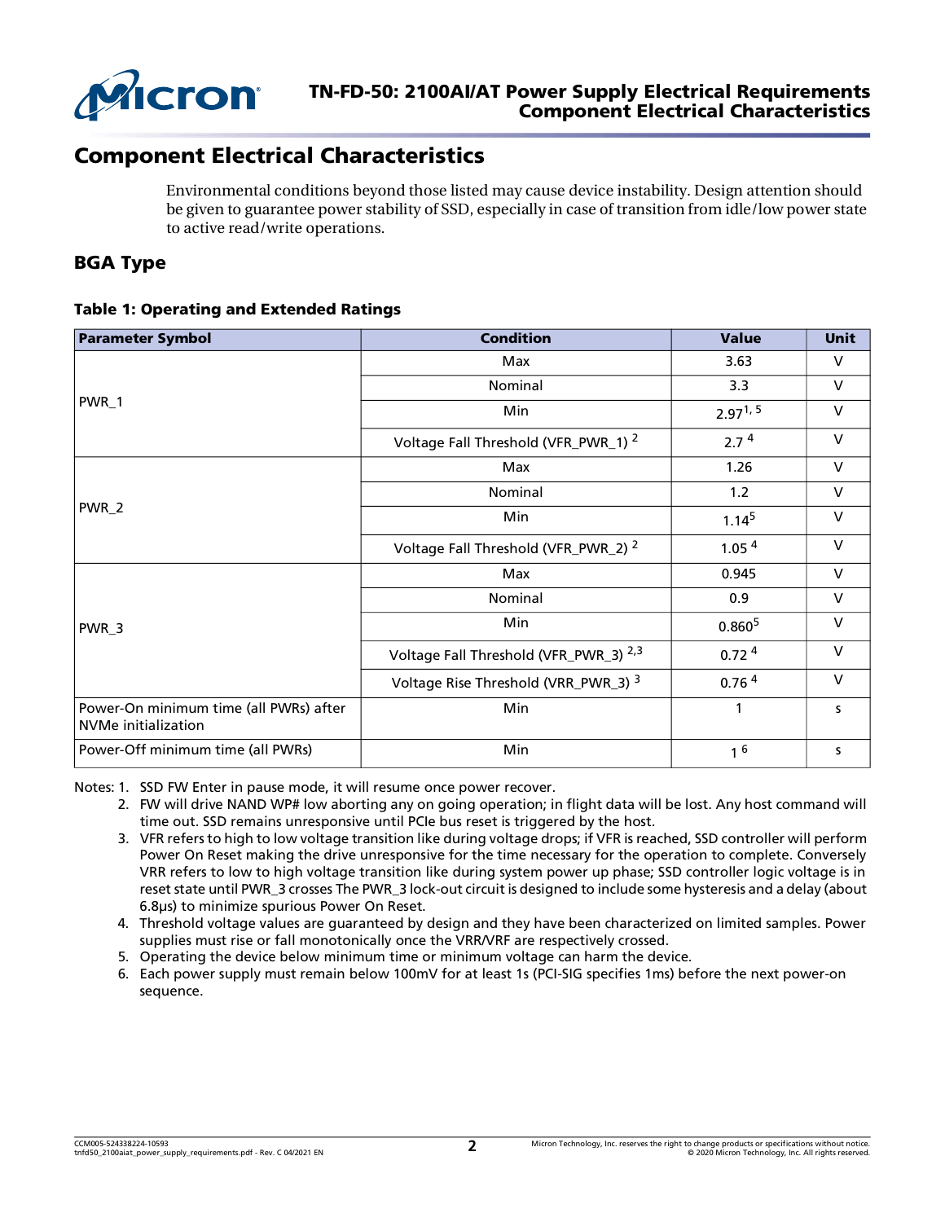# Component Electrical Characteristics

Environmental conditions beyond those listed may cause device instability. Design attention should be given to guarantee power stability of SSD, especially in case of transition from idle/low power state to active read/write operations.

## BGA Type

**Table 1: Operating and Extended Ratings**

| Parameter Symbol | Condition | Value | Unit |
|---|---|---|---|
| PWR_1 | Max | 3.63 | V |
| | Nominal | 3.3 | V |
| | Min | 2.97[1, 5] | V |
| | Voltage Fall Threshold (VFR_PWR_1) [2] | 2.7 [4] | V |
| PWR_2 | Max | 1.26 | V |
| | Nominal | 1.2 | V |
| | Min | 1.145[5] | V |
| | Voltage Fall Threshold (VFR_PWR_2) [2] | 1.05 [4] | V |
| PWR_3 | Max | 0.945 | V |
| | Nominal | 0.9 | V |
| | Min | 0.860[5] | V |
| | Voltage Fall Threshold (VFR_PWR_3) [2,3] | 0.72 [4] | V |
| | Voltage Rise Threshold (VRR_PWR_3) [3] | 0.76 [4] | V |
| Power-On minimum time (all PWRs) after NVMe initialization | Min | 1 | s |
| Power-Off minimum time (all PWRs) | Min | 1 [6] | s |

Notes:
1. SSD FW Enter in pause mode, it will resume once power recover.
2. FW will drive NAND WP# low aborting any on going operation; in flight data will be lost. Any host command will time out. SSD remains unresponsive until PCIe bus reset is triggered by the host.
3. VFR refers to high to low voltage transition like during voltage drops; if VFR is reached, SSD controller will perform Power On Reset making the drive unresponsive for the time necessary for the operation to complete. Conversely VRR refers to low to high voltage transition like during system power up phase; SSD controller logic voltage is in reset state until PWR_3 crosses The PWR_3 lock-out circuit is designed to include some hysteresis and a delay (about 6.8µs) to minimize spurious Power On Reset.
4. Threshold voltage values are guaranteed by design and they have been characterized on limited samples. Power supplies must rise or fall monotonically once the VRR/VRF are respectively crossed.
5. Operating the device below minimum time or minimum voltage can harm the device.
6. Each power supply must remain below 100mV for at least 1s (PCI-SIG specifies 1ms) before the next power-on sequence.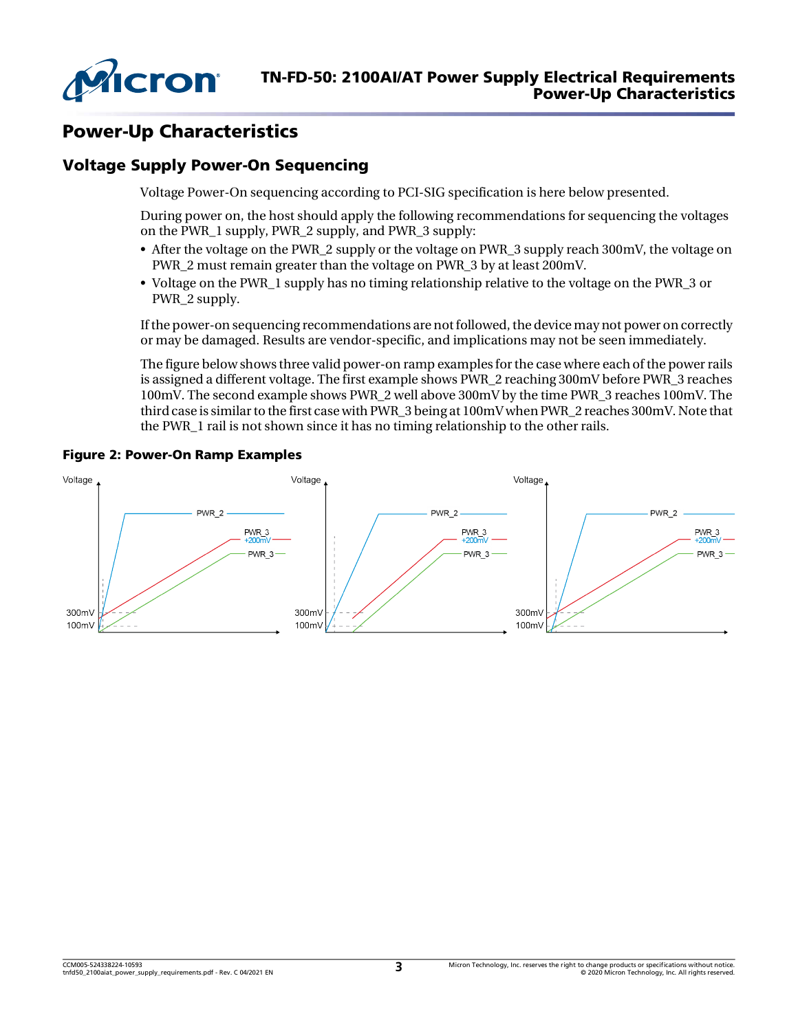# Power-Up Characteristics

## Voltage Supply Power-On Sequencing

Voltage Power-On sequencing according to PCI-SIG specification is here below presented.

During power on, the host should apply the following recommendations for sequencing the voltages on the PWR_1 supply, PWR_2 supply, and PWR_3 supply:

- After the voltage on the PWR_2 supply or the voltage on PWR_3 supply reach 300mV, the voltage on PWR_2 must remain greater than the voltage on PWR_3 by at least 200mV.
- Voltage on the PWR_1 supply has no timing relationship relative to the voltage on the PWR_3 or PWR_2 supply.

If the power-on sequencing recommendations are not followed, the device may not power on correctly or may be damaged. Results are vendor-specific, and implications may not be seen immediately.

The figure below shows three valid power-on ramp examples for the case where each of the power rails is assigned a different voltage. The first example shows PWR_2 reaching 300mV before PWR_3 reaches 100mV. The second example shows PWR_2 well above 300mV by the time PWR_3 reaches 100mV. The third case is similar to the first case with PWR_3 being at 100mV when PWR_2 reaches 300mV. Note that the PWR_1 rail is not shown since it has no timing relationship to the other rails.

**Figure 2: Power-On Ramp Examples**

Voltage
PWR_2
PWR_3 +200mV
PWR_3
300mV
100mV

Voltage
PWR_2
PWR_3 +200mV
PWR_3
300mV
100mV

Voltage
PWR_2
PWR_3 +200mV
PWR_3
300mV
100mV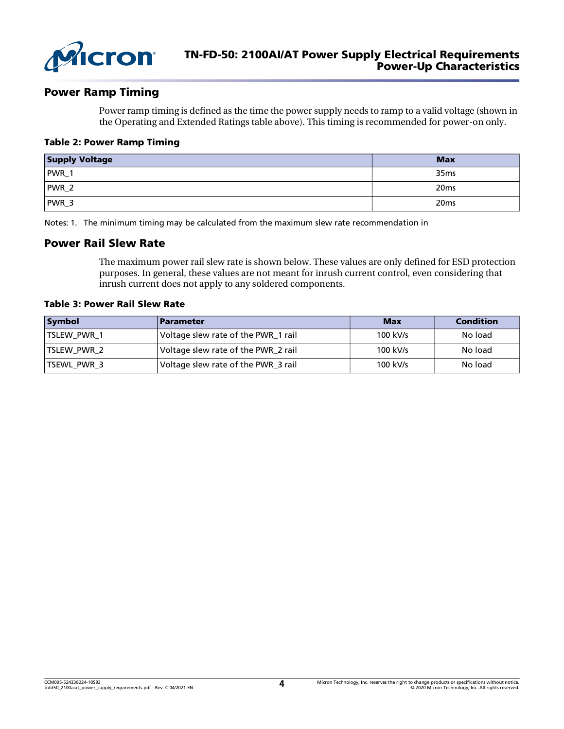## Power Ramp Timing

Power ramp timing is defined as the time the power supply needs to ramp to a valid voltage (shown in the Operating and Extended Ratings table above). This timing is recommended for power-on only.

**Table 2: Power Ramp Timing**

| Supply Voltage | Max |
| --- | --- |
| PWR_1 | 35ms |
| PWR_2 | 20ms |
| PWR_3 | 20ms |

Notes: 1. The minimum timing may be calculated from the maximum slew rate recommendation in

## Power Rail Slew Rate

The maximum power rail slew rate is shown below. These values are only defined for ESD protection purposes. In general, these values are not meant for inrush current control, even considering that inrush current does not apply to any soldered components.

**Table 3: Power Rail Slew Rate**

| Symbol | Parameter | Max | Condition |
| --- | --- | --- | --- |
| TSLEW_PWR_1 | Voltage slew rate of the PWR_1 rail | 100 kV/s | No load |
| TSLEW_PWR_2 | Voltage slew rate of the PWR_2 rail | 100 kV/s | No load |
| TSEWL_PWR_3 | Voltage slew rate of the PWR_3 rail | 100 kV/s | No load |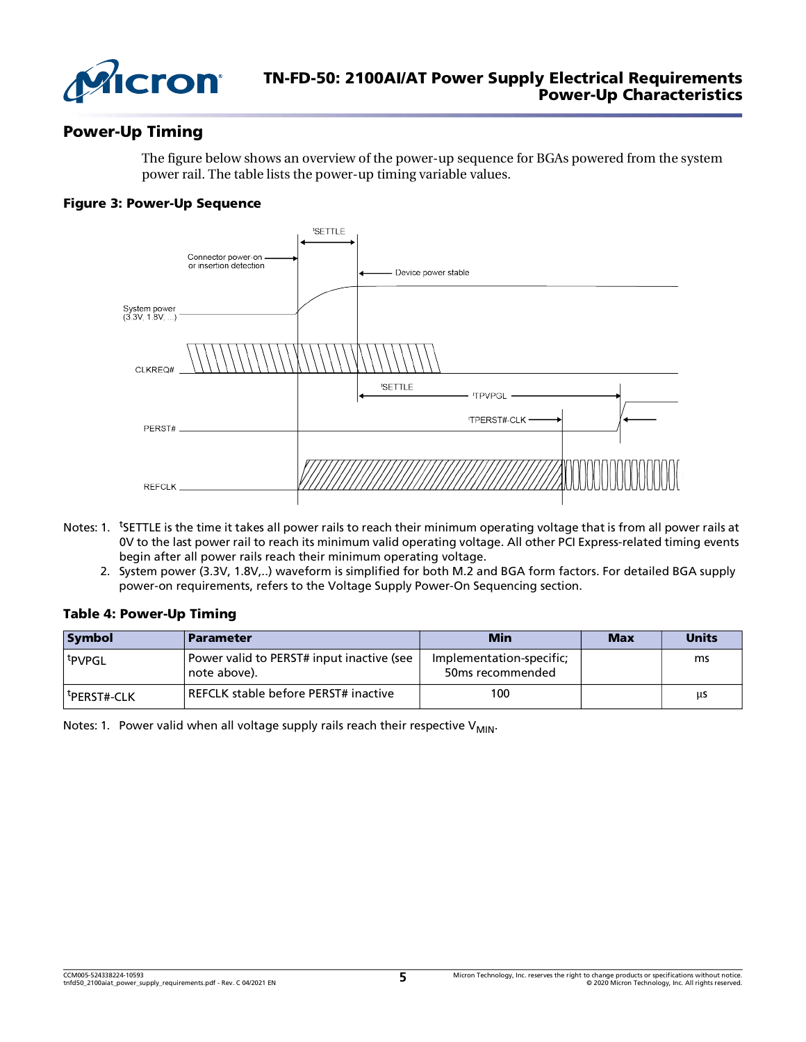## Power-Up Timing

The figure below shows an overview of the power-up sequence for BGAs powered from the system power rail. The table lists the power-up timing variable values.

**Figure 3: Power-Up Sequence**

tSETTLE

Connector power-on or insertion detection

Device power stable

System power (3.3V, 1.8V, ...)

CLKREQ#

tSETTLE

tPVPGL

tPERST#-CLK

PERST#

REFCLK

Notes: 1. tSETTLE is the time it takes all power rails to reach their minimum operating voltage that is from all power rails at 0V to the last power rail to reach its minimum valid operating voltage. All other PCI Express-related timing events begin after all power rails reach their minimum operating voltage.

2. System power (3.3V, 1.8V,..) waveform is simplified for both M.2 and BGA form factors. For detailed BGA supply power-on requirements, refers to the Voltage Supply Power-On Sequencing section.

**Table 4: Power-Up Timing**

| Symbol | Parameter | Min | Max | Units |
|---|---|---|---|---|
| tPVPGL | Power valid to PERST# input inactive (see note above). | Implementation-specific; 50ms recommended | | ms |
| tPERST#-CLK | REFCLK stable before PERST# inactive | 100 | | µs |

Notes: 1. Power valid when all voltage supply rails reach their respective $V_{MIN}$.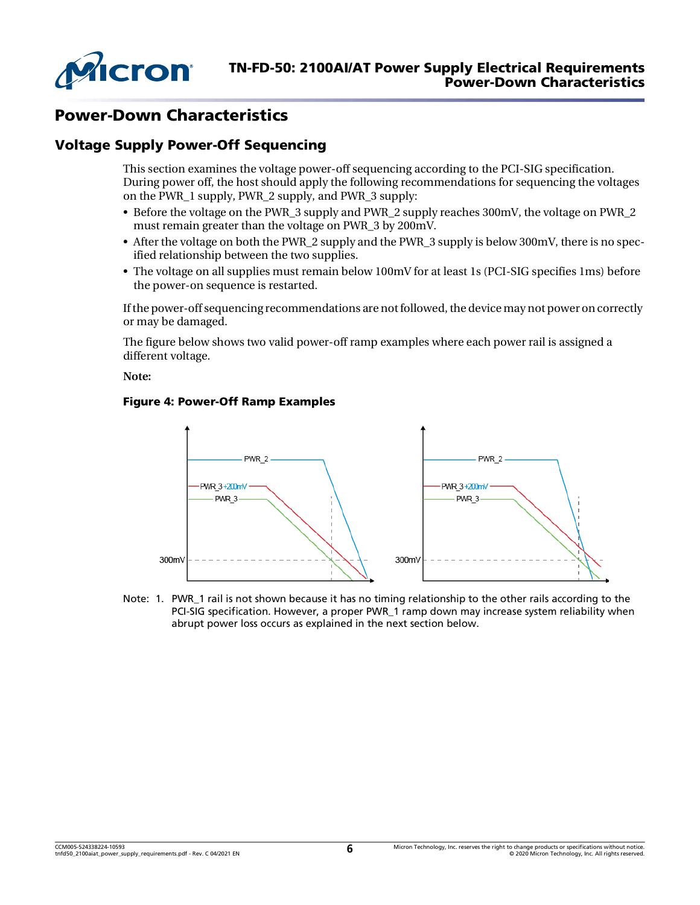## Power-Down Characteristics

### Voltage Supply Power-Off Sequencing

This section examines the voltage power-off sequencing according to the PCI-SIG specification. During power off, the host should apply the following recommendations for sequencing the voltages on the PWR_1 supply, PWR_2 supply, and PWR_3 supply:

- Before the voltage on the PWR_3 supply and PWR_2 supply reaches 300mV, the voltage on PWR_2 must remain greater than the voltage on PWR_3 by 200mV.
- After the voltage on both the PWR_2 supply and the PWR_3 supply is below 300mV, there is no specified relationship between the two supplies.
- The voltage on all supplies must remain below 100mV for at least 1s (PCI-SIG specifies 1ms) before the power-on sequence is restarted.

If the power-off sequencing recommendations are not followed, the device may not power on correctly or may be damaged.

The figure below shows two valid power-off ramp examples where each power rail is assigned a different voltage.

**Note:**

**Figure 4: Power-Off Ramp Examples**

PWR_2
PWR_3+200mV
PWR_3
300mV

PWR_2
PWR_3+200mV
PWR_3
300mV

Note: 1. PWR_1 rail is not shown because it has no timing relationship to the other rails according to the PCI-SIG specification. However, a proper PWR_1 ramp down may increase system reliability when abrupt power loss occurs as explained in the next section below.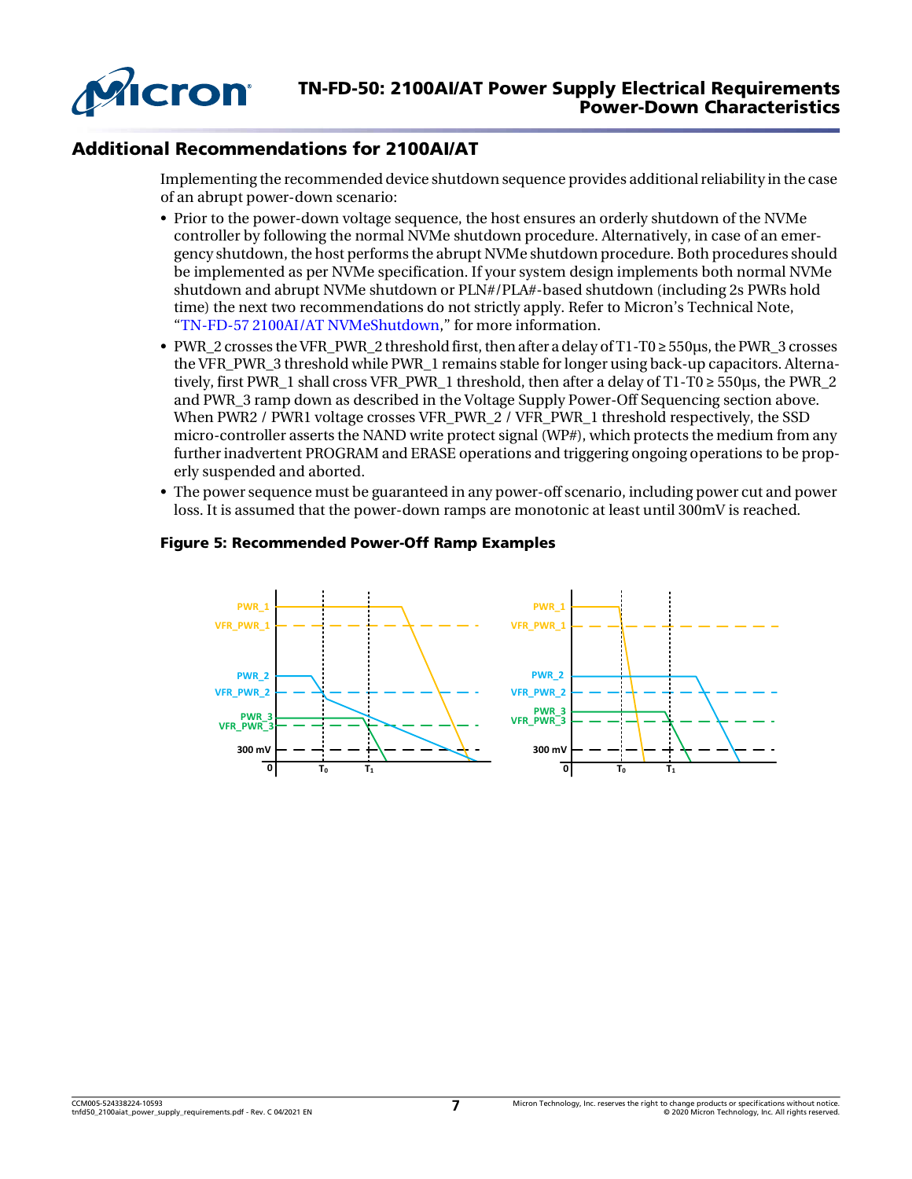## Additional Recommendations for 2100AI/AT

Implementing the recommended device shutdown sequence provides additional reliability in the case of an abrupt power-down scenario:

- Prior to the power-down voltage sequence, the host ensures an orderly shutdown of the NVMe controller by following the normal NVMe shutdown procedure. Alternatively, in case of an emergency shutdown, the host performs the abrupt NVMe shutdown procedure. Both procedures should be implemented as per NVMe specification. If your system design implements both normal NVMe shutdown and abrupt NVMe shutdown or PLN#/PLA#-based shutdown (including 2s PWRs hold time) the next two recommendations do not strictly apply. Refer to Micron's Technical Note, "TN-FD-57 2100AI/AT NVMeShutdown," for more information.
- PWR_2 crosses the VFR_PWR_2 threshold first, then after a delay of T1-T0 ≥ 550µs, the PWR_3 crosses the VFR_PWR_3 threshold while PWR_1 remains stable for longer using back-up capacitors. Alternatively, first PWR_1 shall cross VFR_PWR_1 threshold, then after a delay of T1-T0 ≥ 550µs, the PWR_2 and PWR_3 ramp down as described in the Voltage Supply Power-Off Sequencing section above. When PWR2 / PWR1 voltage crosses VFR_PWR_2 / VFR_PWR_1 threshold respectively, the SSD micro-controller asserts the NAND write protect signal (WP#), which protects the medium from any further inadvertent PROGRAM and ERASE operations and triggering ongoing operations to be properly suspended and aborted.
- The power sequence must be guaranteed in any power-off scenario, including power cut and power loss. It is assumed that the power-down ramps are monotonic at least until 300mV is reached.

**Figure 5: Recommended Power-Off Ramp Examples**

PWR_1
VFR_PWR_1
PWR_2
VFR_PWR_2
PWR_3
VFR_PWR_3
300 mV
0
$T_0$
$T_1$

PWR_1
VFR_PWR_1
PWR_2
VFR_PWR_2
PWR_3
VFR_PWR_3
300 mV
0
$T_0$
$T_1$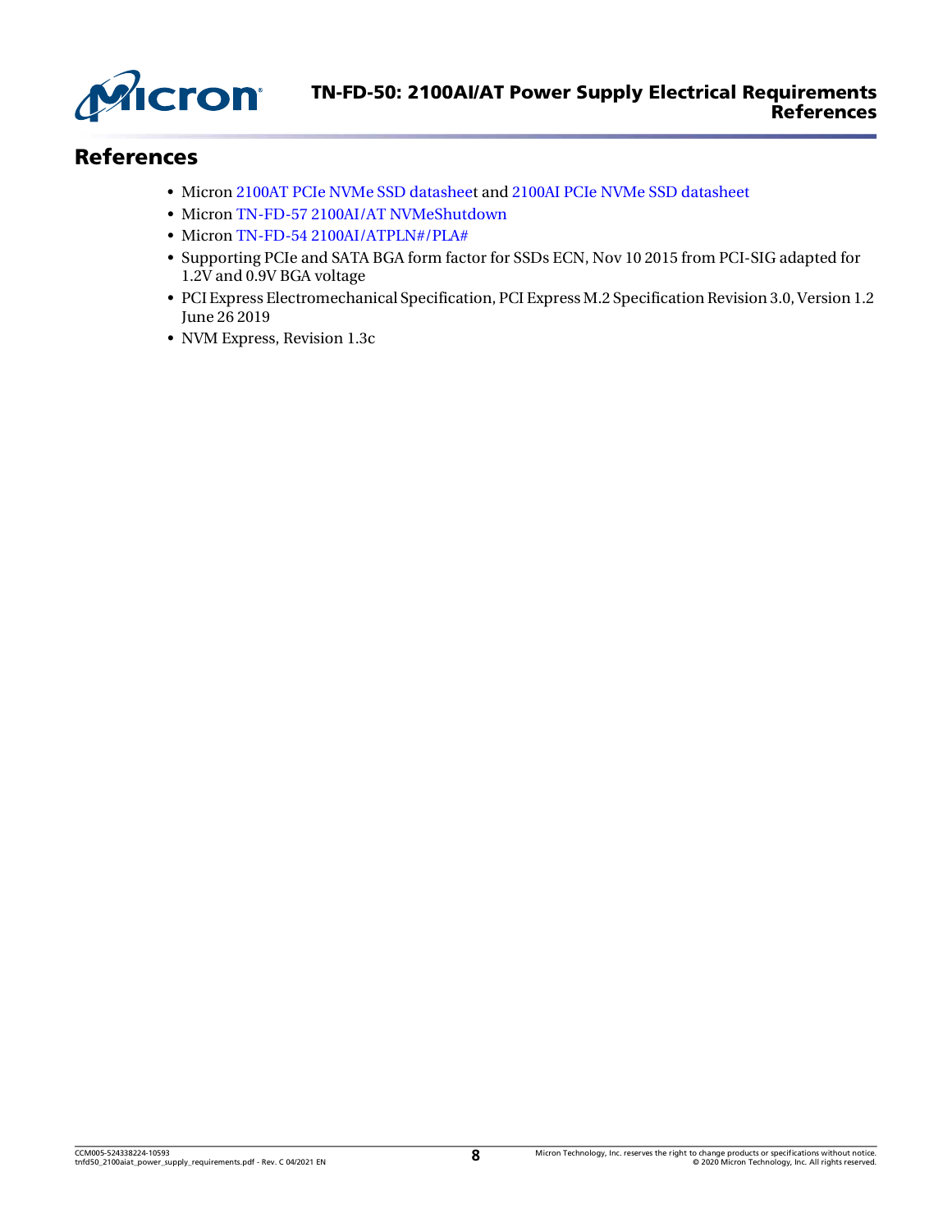## References

- Micron 2100AT PCIe NVMe SSD datasheet and 2100AI PCIe NVMe SSD datasheet
- Micron TN-FD-57 2100AI/AT NVMeShutdown
- Micron TN-FD-54 2100AI/ATPLN#/PLA#
- Supporting PCIe and SATA BGA form factor for SSDs ECN, Nov 10 2015 from PCI-SIG adapted for 1.2V and 0.9V BGA voltage
- PCI Express Electromechanical Specification, PCI Express M.2 Specification Revision 3.0, Version 1.2 June 26 2019
- NVM Express, Revision 1.3c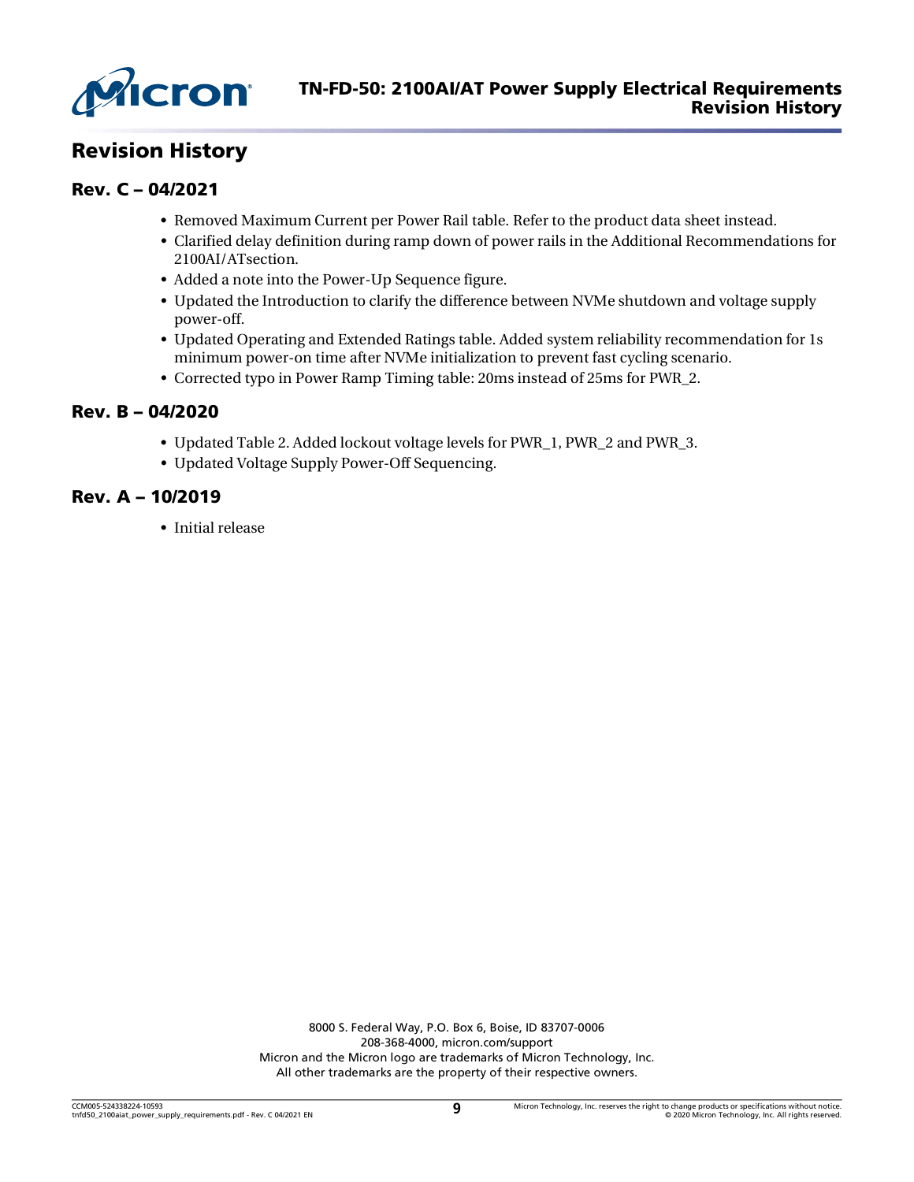# Revision History

## Rev. C – 04/2021

- Removed Maximum Current per Power Rail table. Refer to the product data sheet instead.
- Clarified delay definition during ramp down of power rails in the Additional Recommendations for 2100AI/ATsection.
- Added a note into the Power-Up Sequence figure.
- Updated the Introduction to clarify the difference between NVMe shutdown and voltage supply power-off.
- Updated Operating and Extended Ratings table. Added system reliability recommendation for 1s minimum power-on time after NVMe initialization to prevent fast cycling scenario.
- Corrected typo in Power Ramp Timing table: 20ms instead of 25ms for PWR_2.

## Rev. B – 04/2020

- Updated Table 2. Added lockout voltage levels for PWR_1, PWR_2 and PWR_3.
- Updated Voltage Supply Power-Off Sequencing.

## Rev. A – 10/2019

- Initial release

8000 S. Federal Way, P.O. Box 6, Boise, ID 83707-0006
208-368-4000, micron.com/support
Micron and the Micron logo are trademarks of Micron Technology, Inc.
All other trademarks are the property of their respective owners.